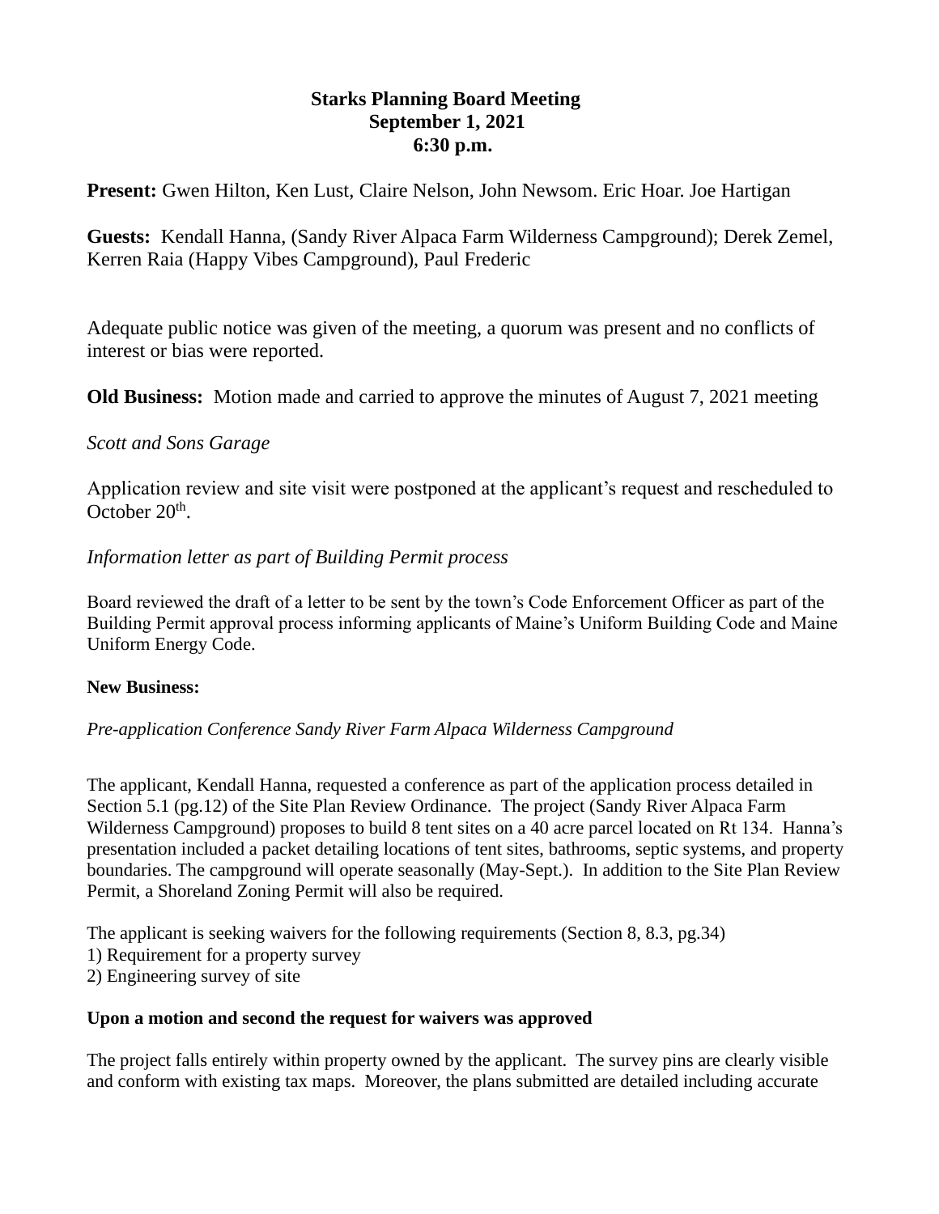# Starks Planning Board Meeting
## September 1, 2021
## 6:30 p.m.

**Present:** Gwen Hilton, Ken Lust, Claire Nelson, John Newsom. Eric Hoar. Joe Hartigan

**Guests:** Kendall Hanna, (Sandy River Alpaca Farm Wilderness Campground); Derek Zemel, Kerren Raia (Happy Vibes Campground), Paul Frederic

Adequate public notice was given of the meeting, a quorum was present and no conflicts of interest or bias were reported.

**Old Business:** Motion made and carried to approve the minutes of August 7, 2021 meeting

*Scott and Sons Garage*

Application review and site visit were postponed at the applicant's request and rescheduled to October 20th.

*Information letter as part of Building Permit process*

Board reviewed the draft of a letter to be sent by the town's Code Enforcement Officer as part of the Building Permit approval process informing applicants of Maine's Uniform Building Code and Maine Uniform Energy Code.

**New Business:**

*Pre-application Conference Sandy River Farm Alpaca Wilderness Campground*

The applicant, Kendall Hanna, requested a conference as part of the application process detailed in Section 5.1 (pg.12) of the Site Plan Review Ordinance. The project (Sandy River Alpaca Farm Wilderness Campground) proposes to build 8 tent sites on a 40 acre parcel located on Rt 134. Hanna's presentation included a packet detailing locations of tent sites, bathrooms, septic systems, and property boundaries. The campground will operate seasonally (May-Sept.). In addition to the Site Plan Review Permit, a Shoreland Zoning Permit will also be required.

The applicant is seeking waivers for the following requirements (Section 8, 8.3, pg.34)
1) Requirement for a property survey
2) Engineering survey of site

**Upon a motion and second the request for waivers was approved**

The project falls entirely within property owned by the applicant. The survey pins are clearly visible and conform with existing tax maps. Moreover, the plans submitted are detailed including accurate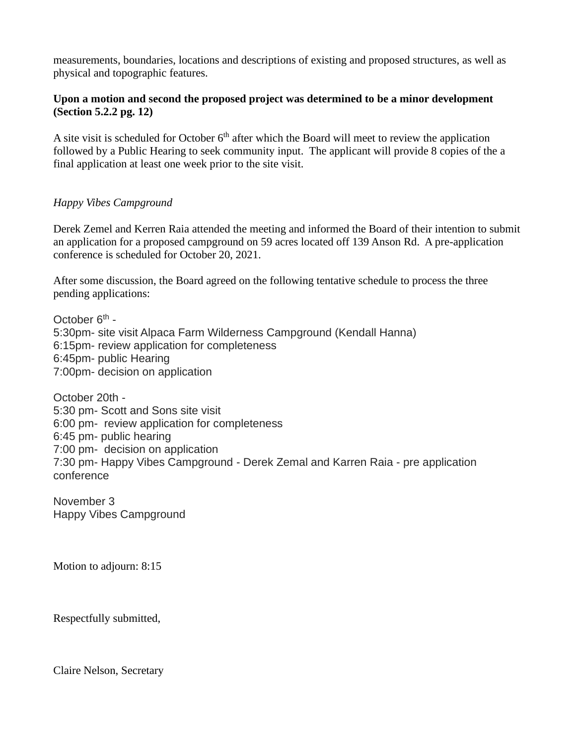measurements, boundaries, locations and descriptions of existing and proposed structures, as well as physical and topographic features.

**Upon a motion and second the proposed project was determined to be a minor development (Section 5.2.2 pg. 12)**

A site visit is scheduled for October 6th after which the Board will meet to review the application followed by a Public Hearing to seek community input. The applicant will provide 8 copies of the a final application at least one week prior to the site visit.

*Happy Vibes Campground*

Derek Zemel and Kerren Raia attended the meeting and informed the Board of their intention to submit an application for a proposed campground on 59 acres located off 139 Anson Rd. A pre-application conference is scheduled for October 20, 2021.

After some discussion, the Board agreed on the following tentative schedule to process the three pending applications:

October 6th -
5:30pm- site visit Alpaca Farm Wilderness Campground (Kendall Hanna)
6:15pm- review application for completeness
6:45pm- public Hearing
7:00pm- decision on application

October 20th -
5:30 pm- Scott and Sons site visit
6:00 pm- review application for completeness
6:45 pm- public hearing
7:00 pm- decision on application
7:30 pm- Happy Vibes Campground - Derek Zemal and Karren Raia - pre application conference

November 3
Happy Vibes Campground

Motion to adjourn: 8:15

Respectfully submitted,

Claire Nelson, Secretary